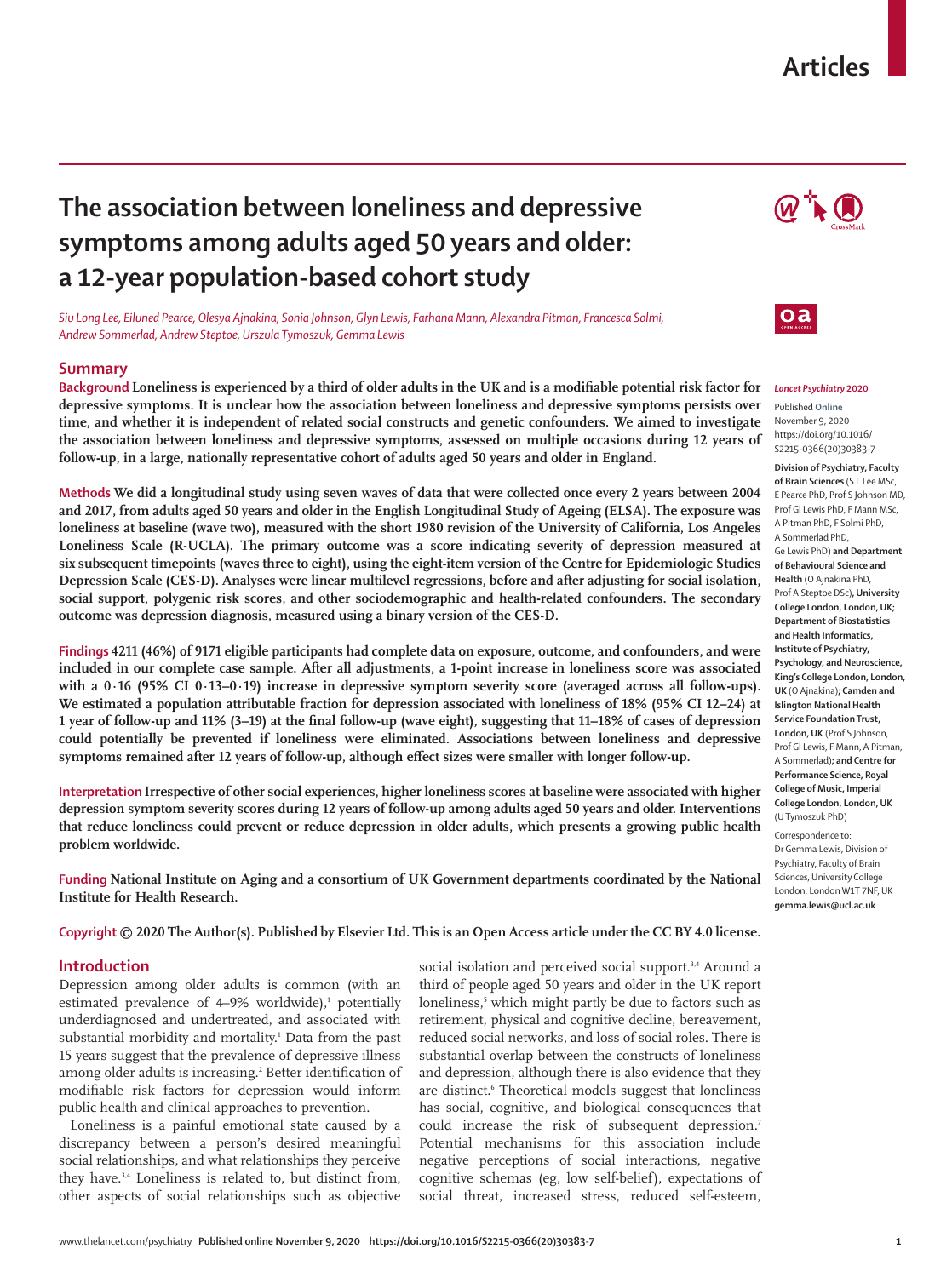Articles

# The association between loneliness and depressive symptoms among adults aged 50 years and older: a 12-year population-based cohort study

*Siu Long Lee, Eiluned Pearce, Olesya Ajnakina, Sonia Johnson, Glyn Lewis, Farhana Mann, Alexandra Pitman, Francesca Solmi, Andrew Sommerlad, Andrew Steptoe, Urszula Tymoszuk, Gemma Lewis*

## Summary

**Background** Loneliness is experienced by a third of older adults in the UK and is a modifiable potential risk factor for depressive symptoms. It is unclear how the association between loneliness and depressive symptoms persists over time, and whether it is independent of related social constructs and genetic confounders. We aimed to investigate the association between loneliness and depressive symptoms, assessed on multiple occasions during 12 years of follow-up, in a large, nationally representative cohort of adults aged 50 years and older in England.

**Methods** We did a longitudinal study using seven waves of data that were collected once every 2 years between 2004 and 2017, from adults aged 50 years and older in the English Longitudinal Study of Ageing (ELSA). The exposure was loneliness at baseline (wave two), measured with the short 1980 revision of the University of California, Los Angeles Loneliness Scale (R-UCLA). The primary outcome was a score indicating severity of depression measured at six subsequent timepoints (waves three to eight), using the eight-item version of the Centre for Epidemiologic Studies Depression Scale (CES-D). Analyses were linear multilevel regressions, before and after adjusting for social isolation, social support, polygenic risk scores, and other sociodemographic and health-related confounders. The secondary outcome was depression diagnosis, measured using a binary version of the CES-D.

**Findings** 4211 (46%) of 9171 eligible participants had complete data on exposure, outcome, and confounders, and were included in our complete case sample. After all adjustments, a 1-point increase in loneliness score was associated with a 0·16 (95% CI 0·13–0·19) increase in depressive symptom severity score (averaged across all follow-ups). We estimated a population attributable fraction for depression associated with loneliness of 18% (95% CI 12–24) at 1 year of follow-up and 11% (3–19) at the final follow-up (wave eight), suggesting that 11–18% of cases of depression could potentially be prevented if loneliness were eliminated. Associations between loneliness and depressive symptoms remained after 12 years of follow-up, although effect sizes were smaller with longer follow-up.

**Interpretation** Irrespective of other social experiences, higher loneliness scores at baseline were associated with higher depression symptom severity scores during 12 years of follow-up among adults aged 50 years and older. Interventions that reduce loneliness could prevent or reduce depression in older adults, which presents a growing public health problem worldwide.

**Funding** National Institute on Aging and a consortium of UK Government departments coordinated by the National Institute for Health Research.

**Copyright** © 2020 The Author(s). Published by Elsevier Ltd. This is an Open Access article under the CC BY 4.0 license.

*Lancet Psychiatry* 2020

Published Online November 9, 2020 https://doi.org/10.1016/S2215-0366(20)30383-7

**Division of Psychiatry, Faculty of Brain Sciences** (S L Lee MSc, E Pearce PhD, Prof S Johnson MD, Prof Gl Lewis PhD, F Mann MSc, A Pitman PhD, F Solmi PhD, A Sommerlad PhD, Ge Lewis PhD) **and Department of Behavioural Science and Health** (O Ajnakina PhD, Prof A Steptoe DSc)**, University College London, London, UK; Department of Biostatistics and Health Informatics, Institute of Psychiatry, Psychology, and Neuroscience, King's College London, London, UK** (O Ajnakina)**; Camden and Islington National Health Service Foundation Trust, London, UK** (Prof S Johnson, Prof Gl Lewis, F Mann, A Pitman, A Sommerlad)**; and Centre for Performance Science, Royal College of Music, Imperial College London, London, UK** (U Tymoszuk PhD)

Correspondence to: Dr Gemma Lewis, Division of Psychiatry, Faculty of Brain Sciences, University College London, London W1T 7NF, UK **gemma.lewis@ucl.ac.uk**

## Introduction

Depression among older adults is common (with an estimated prevalence of 4–9% worldwide),[1] potentially underdiagnosed and undertreated, and associated with substantial morbidity and mortality.[1] Data from the past 15 years suggest that the prevalence of depressive illness among older adults is increasing.[2] Better identification of modifiable risk factors for depression would inform public health and clinical approaches to prevention.

Loneliness is a painful emotional state caused by a discrepancy between a person's desired meaningful social relationships, and what relationships they perceive they have.[3,4] Loneliness is related to, but distinct from, other aspects of social relationships such as objective social isolation and perceived social support.[3,4] Around a third of people aged 50 years and older in the UK report loneliness,[5] which might partly be due to factors such as retirement, physical and cognitive decline, bereavement, reduced social networks, and loss of social roles. There is substantial overlap between the constructs of loneliness and depression, although there is also evidence that they are distinct.[6] Theoretical models suggest that loneliness has social, cognitive, and biological consequences that could increase the risk of subsequent depression.[7] Potential mechanisms for this association include negative perceptions of social interactions, negative cognitive schemas (eg, low self-belief), expectations of social threat, increased stress, reduced self-esteem,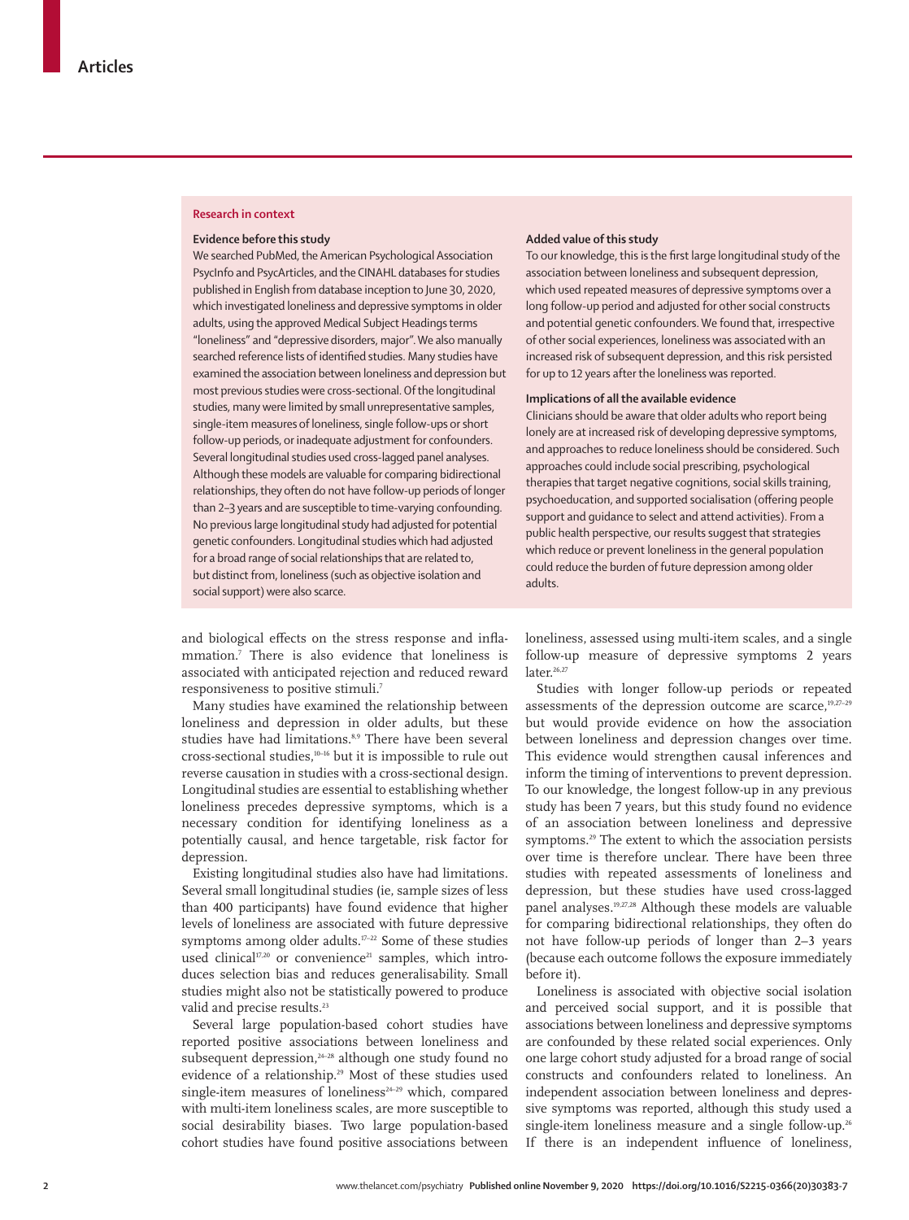## Research in context

### Evidence before this study

We searched PubMed, the American Psychological Association PsycInfo and PsycArticles, and the CINAHL databases for studies published in English from database inception to June 30, 2020, which investigated loneliness and depressive symptoms in older adults, using the approved Medical Subject Headings terms "loneliness" and "depressive disorders, major". We also manually searched reference lists of identified studies. Many studies have examined the association between loneliness and depression but most previous studies were cross-sectional. Of the longitudinal studies, many were limited by small unrepresentative samples, single-item measures of loneliness, single follow-ups or short follow-up periods, or inadequate adjustment for confounders. Several longitudinal studies used cross-lagged panel analyses. Although these models are valuable for comparing bidirectional relationships, they often do not have follow-up periods of longer than 2–3 years and are susceptible to time-varying confounding. No previous large longitudinal study had adjusted for potential genetic confounders. Longitudinal studies which had adjusted for a broad range of social relationships that are related to, but distinct from, loneliness (such as objective isolation and social support) were also scarce.

### Added value of this study

To our knowledge, this is the first large longitudinal study of the association between loneliness and subsequent depression, which used repeated measures of depressive symptoms over a long follow-up period and adjusted for other social constructs and potential genetic confounders. We found that, irrespective of other social experiences, loneliness was associated with an increased risk of subsequent depression, and this risk persisted for up to 12 years after the loneliness was reported.

### Implications of all the available evidence

Clinicians should be aware that older adults who report being lonely are at increased risk of developing depressive symptoms, and approaches to reduce loneliness should be considered. Such approaches could include social prescribing, psychological therapies that target negative cognitions, social skills training, psychoeducation, and supported socialisation (offering people support and guidance to select and attend activities). From a public health perspective, our results suggest that strategies which reduce or prevent loneliness in the general population could reduce the burden of future depression among older adults.

and biological effects on the stress response and inflammation.[7] There is also evidence that loneliness is associated with anticipated rejection and reduced reward responsiveness to positive stimuli.[7]

Many studies have examined the relationship between loneliness and depression in older adults, but these studies have had limitations.[8,9] There have been several cross-sectional studies,[10–16] but it is impossible to rule out reverse causation in studies with a cross-sectional design. Longitudinal studies are essential to establishing whether loneliness precedes depressive symptoms, which is a necessary condition for identifying loneliness as a potentially causal, and hence targetable, risk factor for depression.

Existing longitudinal studies also have had limitations. Several small longitudinal studies (ie, sample sizes of less than 400 participants) have found evidence that higher levels of loneliness are associated with future depressive symptoms among older adults.[17–22] Some of these studies used clinical[17,20] or convenience[21] samples, which introduces selection bias and reduces generalisability. Small studies might also not be statistically powered to produce valid and precise results.[23]

Several large population-based cohort studies have reported positive associations between loneliness and subsequent depression,[24–28] although one study found no evidence of a relationship.[29] Most of these studies used single-item measures of loneliness[24–29] which, compared with multi-item loneliness scales, are more susceptible to social desirability biases. Two large population-based cohort studies have found positive associations between loneliness, assessed using multi-item scales, and a single follow-up measure of depressive symptoms 2 years later.[26,27]

Studies with longer follow-up periods or repeated assessments of the depression outcome are scarce,[19,27–29] but would provide evidence on how the association between loneliness and depression changes over time. This evidence would strengthen causal inferences and inform the timing of interventions to prevent depression. To our knowledge, the longest follow-up in any previous study has been 7 years, but this study found no evidence of an association between loneliness and depressive symptoms.[29] The extent to which the association persists over time is therefore unclear. There have been three studies with repeated assessments of loneliness and depression, but these studies have used cross-lagged panel analyses.[19,27,28] Although these models are valuable for comparing bidirectional relationships, they often do not have follow-up periods of longer than 2–3 years (because each outcome follows the exposure immediately before it).

Loneliness is associated with objective social isolation and perceived social support, and it is possible that associations between loneliness and depressive symptoms are confounded by these related social experiences. Only one large cohort study adjusted for a broad range of social constructs and confounders related to loneliness. An independent association between loneliness and depressive symptoms was reported, although this study used a single-item loneliness measure and a single follow-up.[26] If there is an independent influence of loneliness,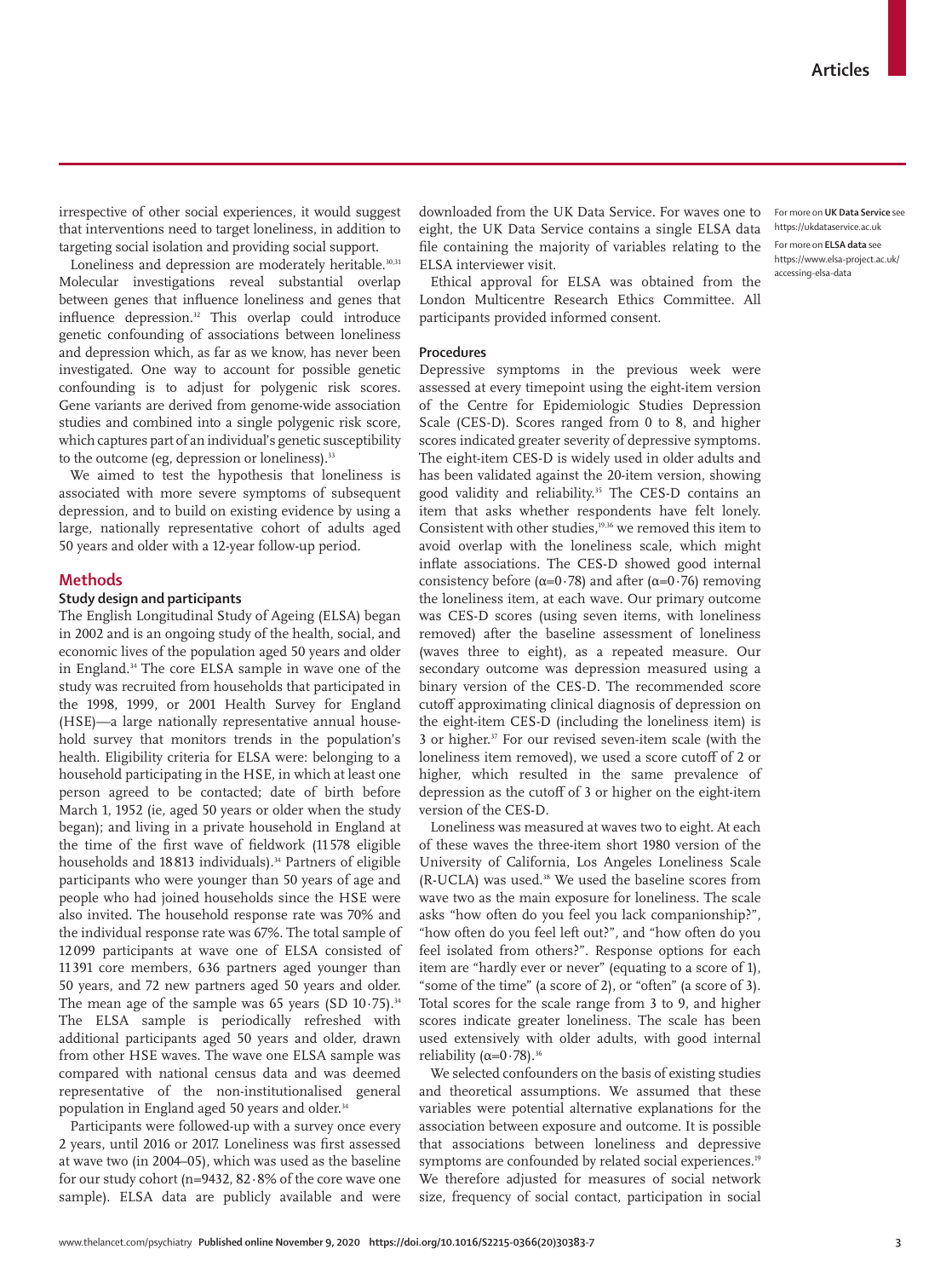irrespective of other social experiences, it would suggest that interventions need to target loneliness, in addition to targeting social isolation and providing social support.

Loneliness and depression are moderately heritable.[30,31] Molecular investigations reveal substantial overlap between genes that influence loneliness and genes that influence depression.[32] This overlap could introduce genetic confounding of associations between loneliness and depression which, as far as we know, has never been investigated. One way to account for possible genetic confounding is to adjust for polygenic risk scores. Gene variants are derived from genome-wide association studies and combined into a single polygenic risk score, which captures part of an individual's genetic susceptibility to the outcome (eg, depression or loneliness).[33]

We aimed to test the hypothesis that loneliness is associated with more severe symptoms of subsequent depression, and to build on existing evidence by using a large, nationally representative cohort of adults aged 50 years and older with a 12-year follow-up period.

## Methods

### Study design and participants

The English Longitudinal Study of Ageing (ELSA) began in 2002 and is an ongoing study of the health, social, and economic lives of the population aged 50 years and older in England.[34] The core ELSA sample in wave one of the study was recruited from households that participated in the 1998, 1999, or 2001 Health Survey for England (HSE)—a large nationally representative annual household survey that monitors trends in the population's health. Eligibility criteria for ELSA were: belonging to a household participating in the HSE, in which at least one person agreed to be contacted; date of birth before March 1, 1952 (ie, aged 50 years or older when the study began); and living in a private household in England at the time of the first wave of fieldwork (11 578 eligible households and 18 813 individuals).[34] Partners of eligible participants who were younger than 50 years of age and people who had joined households since the HSE were also invited. The household response rate was 70% and the individual response rate was 67%. The total sample of 12 099 participants at wave one of ELSA consisted of 11 391 core members, 636 partners aged younger than 50 years, and 72 new partners aged 50 years and older. The mean age of the sample was 65 years (SD 10·75).[34] The ELSA sample is periodically refreshed with additional participants aged 50 years and older, drawn from other HSE waves. The wave one ELSA sample was compared with national census data and was deemed representative of the non-institutionalised general population in England aged 50 years and older.[34]

Participants were followed-up with a survey once every 2 years, until 2016 or 2017. Loneliness was first assessed at wave two (in 2004–05), which was used as the baseline for our study cohort (n=9432, 82·8% of the core wave one sample). ELSA data are publicly available and were downloaded from the UK Data Service. For waves one to eight, the UK Data Service contains a single ELSA data file containing the majority of variables relating to the ELSA interviewer visit.

For more on **UK Data Service** see https://ukdataservice.ac.uk

For more on **ELSA data** see https://www.elsa-project.ac.uk/accessing-elsa-data

Ethical approval for ELSA was obtained from the London Multicentre Research Ethics Committee. All participants provided informed consent.

### Procedures

Depressive symptoms in the previous week were assessed at every timepoint using the eight-item version of the Centre for Epidemiologic Studies Depression Scale (CES-D). Scores ranged from 0 to 8, and higher scores indicated greater severity of depressive symptoms. The eight-item CES-D is widely used in older adults and has been validated against the 20-item version, showing good validity and reliability.[35] The CES-D contains an item that asks whether respondents have felt lonely. Consistent with other studies,[19,36] we removed this item to avoid overlap with the loneliness scale, which might inflate associations. The CES-D showed good internal consistency before (α=0·78) and after (α=0·76) removing the loneliness item, at each wave. Our primary outcome was CES-D scores (using seven items, with loneliness removed) after the baseline assessment of loneliness (waves three to eight), as a repeated measure. Our secondary outcome was depression measured using a binary version of the CES-D. The recommended score cutoff approximating clinical diagnosis of depression on the eight-item CES-D (including the loneliness item) is 3 or higher.[37] For our revised seven-item scale (with the loneliness item removed), we used a score cutoff of 2 or higher, which resulted in the same prevalence of depression as the cutoff of 3 or higher on the eight-item version of the CES-D.

Loneliness was measured at waves two to eight. At each of these waves the three-item short 1980 version of the University of California, Los Angeles Loneliness Scale (R-UCLA) was used.[38] We used the baseline scores from wave two as the main exposure for loneliness. The scale asks "how often do you feel you lack companionship?", "how often do you feel left out?", and "how often do you feel isolated from others?". Response options for each item are "hardly ever or never" (equating to a score of 1), "some of the time" (a score of 2), or "often" (a score of 3). Total scores for the scale range from 3 to 9, and higher scores indicate greater loneliness. The scale has been used extensively with older adults, with good internal reliability (α=0·78).[36]

We selected confounders on the basis of existing studies and theoretical assumptions. We assumed that these variables were potential alternative explanations for the association between exposure and outcome. It is possible that associations between loneliness and depressive symptoms are confounded by related social experiences.[19] We therefore adjusted for measures of social network size, frequency of social contact, participation in social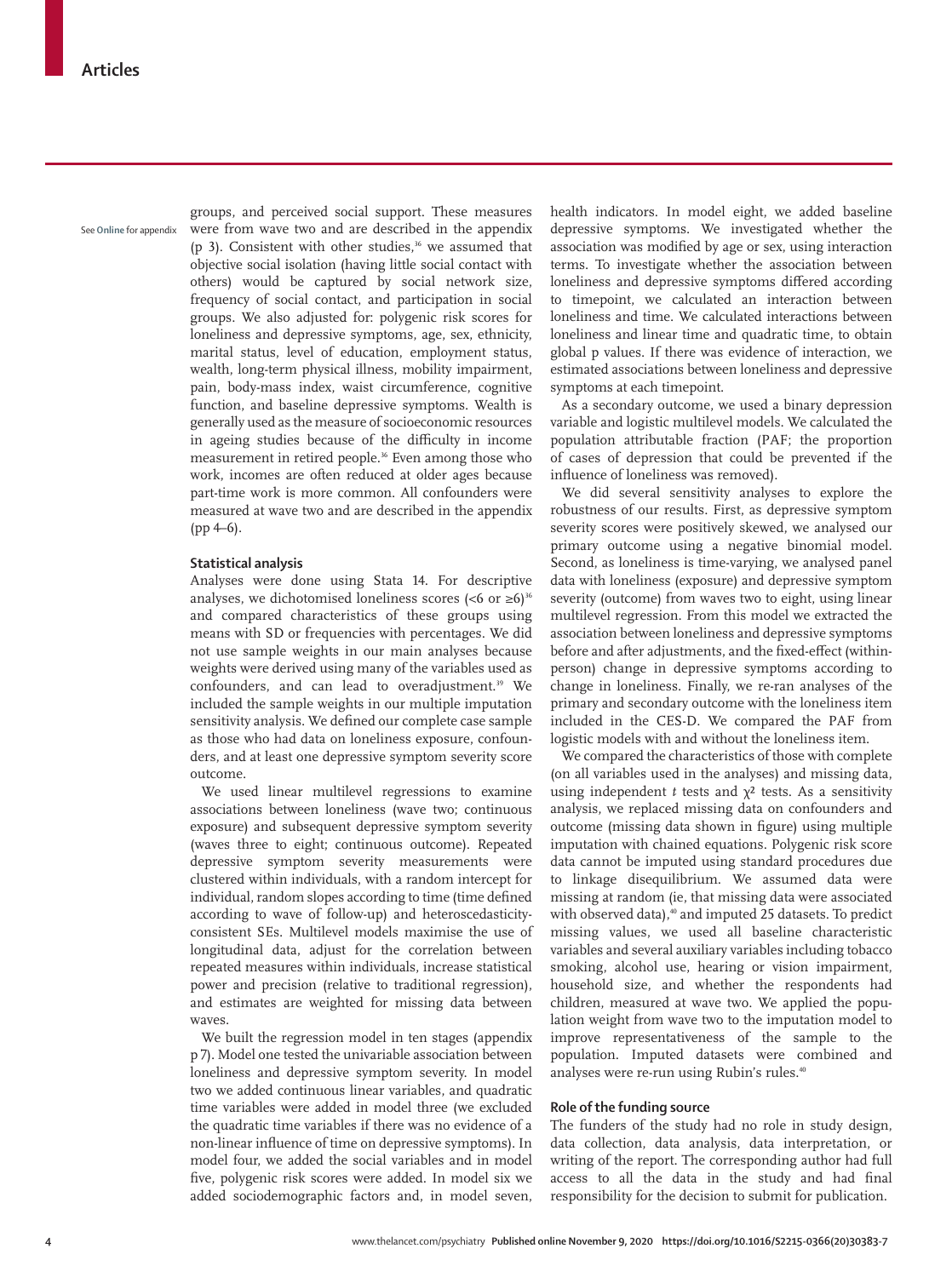See Online for appendix

groups, and perceived social support. These measures were from wave two and are described in the appendix (p 3). Consistent with other studies,[36] we assumed that objective social isolation (having little social contact with others) would be captured by social network size, frequency of social contact, and participation in social groups. We also adjusted for: polygenic risk scores for loneliness and depressive symptoms, age, sex, ethnicity, marital status, level of education, employment status, wealth, long-term physical illness, mobility impairment, pain, body-mass index, waist circumference, cognitive function, and baseline depressive symptoms. Wealth is generally used as the measure of socioeconomic resources in ageing studies because of the difficulty in income measurement in retired people.[36] Even among those who work, incomes are often reduced at older ages because part-time work is more common. All confounders were measured at wave two and are described in the appendix (pp 4–6).

### Statistical analysis

Analyses were done using Stata 14. For descriptive analyses, we dichotomised loneliness scores (<6 or ≥6)[36] and compared characteristics of these groups using means with SD or frequencies with percentages. We did not use sample weights in our main analyses because weights were derived using many of the variables used as confounders, and can lead to overadjustment.[39] We included the sample weights in our multiple imputation sensitivity analysis. We defined our complete case sample as those who had data on loneliness exposure, confounders, and at least one depressive symptom severity score outcome.

We used linear multilevel regressions to examine associations between loneliness (wave two; continuous exposure) and subsequent depressive symptom severity (waves three to eight; continuous outcome). Repeated depressive symptom severity measurements were clustered within individuals, with a random intercept for individual, random slopes according to time (time defined according to wave of follow-up) and heteroscedasticity-consistent SEs. Multilevel models maximise the use of longitudinal data, adjust for the correlation between repeated measures within individuals, increase statistical power and precision (relative to traditional regression), and estimates are weighted for missing data between waves.

We built the regression model in ten stages (appendix p 7). Model one tested the univariable association between loneliness and depressive symptom severity. In model two we added continuous linear variables, and quadratic time variables were added in model three (we excluded the quadratic time variables if there was no evidence of a non-linear influence of time on depressive symptoms). In model four, we added the social variables and in model five, polygenic risk scores were added. In model six we added sociodemographic factors and, in model seven, health indicators. In model eight, we added baseline depressive symptoms. We investigated whether the association was modified by age or sex, using interaction terms. To investigate whether the association between loneliness and depressive symptoms differed according to timepoint, we calculated an interaction between loneliness and time. We calculated interactions between loneliness and linear time and quadratic time, to obtain global p values. If there was evidence of interaction, we estimated associations between loneliness and depressive symptoms at each timepoint.

As a secondary outcome, we used a binary depression variable and logistic multilevel models. We calculated the population attributable fraction (PAF; the proportion of cases of depression that could be prevented if the influence of loneliness was removed).

We did several sensitivity analyses to explore the robustness of our results. First, as depressive symptom severity scores were positively skewed, we analysed our primary outcome using a negative binomial model. Second, as loneliness is time-varying, we analysed panel data with loneliness (exposure) and depressive symptom severity (outcome) from waves two to eight, using linear multilevel regression. From this model we extracted the association between loneliness and depressive symptoms before and after adjustments, and the fixed-effect (within-person) change in depressive symptoms according to change in loneliness. Finally, we re-ran analyses of the primary and secondary outcome with the loneliness item included in the CES-D. We compared the PAF from logistic models with and without the loneliness item.

We compared the characteristics of those with complete (on all variables used in the analyses) and missing data, using independent *t* tests and $\chi^2$ tests. As a sensitivity analysis, we replaced missing data on confounders and outcome (missing data shown in figure) using multiple imputation with chained equations. Polygenic risk score data cannot be imputed using standard procedures due to linkage disequilibrium. We assumed data were missing at random (ie, that missing data were associated with observed data),[40] and imputed 25 datasets. To predict missing values, we used all baseline characteristic variables and several auxiliary variables including tobacco smoking, alcohol use, hearing or vision impairment, household size, and whether the respondents had children, measured at wave two. We applied the population weight from wave two to the imputation model to improve representativeness of the sample to the population. Imputed datasets were combined and analyses were re-run using Rubin's rules.[40]

### Role of the funding source

The funders of the study had no role in study design, data collection, data analysis, data interpretation, or writing of the report. The corresponding author had full access to all the data in the study and had final responsibility for the decision to submit for publication.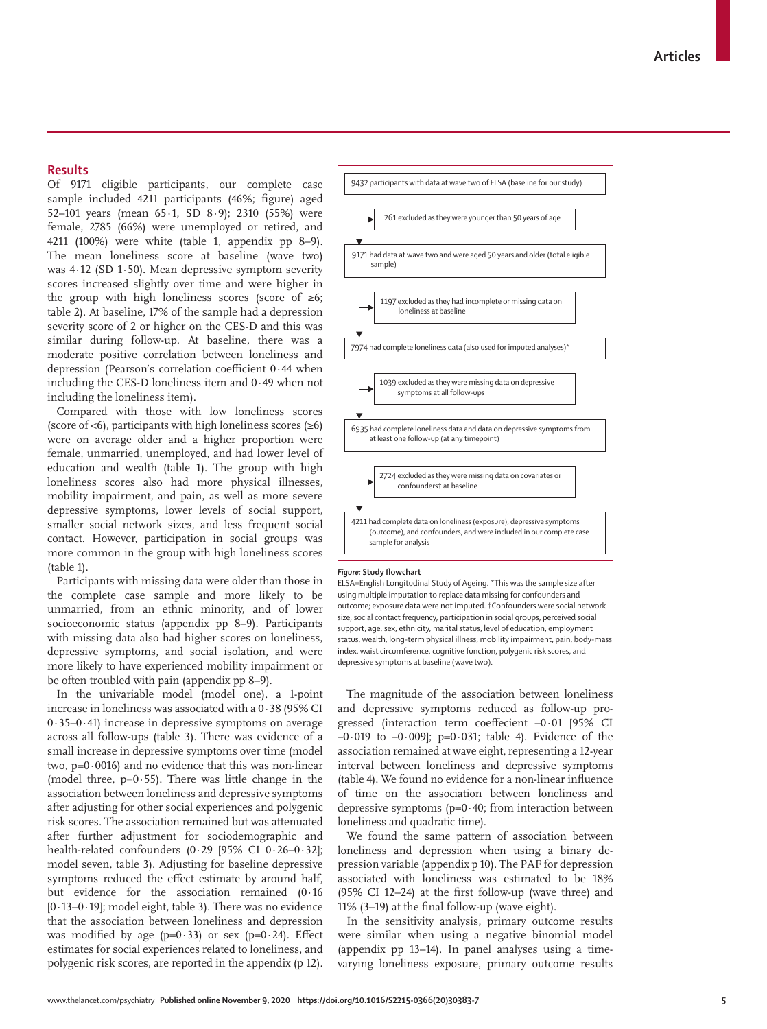## Results

Of 9171 eligible participants, our complete case sample included 4211 participants (46%; figure) aged 52–101 years (mean 65·1, SD 8·9); 2310 (55%) were female, 2785 (66%) were unemployed or retired, and 4211 (100%) were white (table 1, appendix pp 8–9). The mean loneliness score at baseline (wave two) was 4·12 (SD 1·50). Mean depressive symptom severity scores increased slightly over time and were higher in the group with high loneliness scores (score of ≥6; table 2). At baseline, 17% of the sample had a depression severity score of 2 or higher on the CES-D and this was similar during follow-up. At baseline, there was a moderate positive correlation between loneliness and depression (Pearson's correlation coefficient 0·44 when including the CES-D loneliness item and 0·49 when not including the loneliness item).

Compared with those with low loneliness scores (score of <6), participants with high loneliness scores (≥6) were on average older and a higher proportion were female, unmarried, unemployed, and had lower level of education and wealth (table 1). The group with high loneliness scores also had more physical illnesses, mobility impairment, and pain, as well as more severe depressive symptoms, lower levels of social support, smaller social network sizes, and less frequent social contact. However, participation in social groups was more common in the group with high loneliness scores (table 1).

Participants with missing data were older than those in the complete case sample and more likely to be unmarried, from an ethnic minority, and of lower socioeconomic status (appendix pp 8–9). Participants with missing data also had higher scores on loneliness, depressive symptoms, and social isolation, and were more likely to have experienced mobility impairment or be often troubled with pain (appendix pp 8–9).

In the univariable model (model one), a 1-point increase in loneliness was associated with a 0·38 (95% CI 0·35–0·41) increase in depressive symptoms on average across all follow-ups (table 3). There was evidence of a small increase in depressive symptoms over time (model two, p=0·0016) and no evidence that this was non-linear (model three, p=0·55). There was little change in the association between loneliness and depressive symptoms after adjusting for other social experiences and polygenic risk scores. The association remained but was attenuated after further adjustment for sociodemographic and health-related confounders (0·29 [95% CI 0·26–0·32]; model seven, table 3). Adjusting for baseline depressive symptoms reduced the effect estimate by around half, but evidence for the association remained (0·16 [0·13–0·19]; model eight, table 3). There was no evidence that the association between loneliness and depression was modified by age (p=0·33) or sex (p=0·24). Effect estimates for social experiences related to loneliness, and polygenic risk scores, are reported in the appendix (p 12).

9432 participants with data at wave two of ELSA (baseline for our study)
→ 261 excluded as they were younger than 50 years of age

9171 had data at wave two and were aged 50 years and older (total eligible sample)
→ 1197 excluded as they had incomplete or missing data on loneliness at baseline

7974 had complete loneliness data (also used for imputed analyses)*
→ 1039 excluded as they were missing data on depressive symptoms at all follow-ups

6935 had complete loneliness data and data on depressive symptoms from at least one follow-up (at any timepoint)
→ 2724 excluded as they were missing data on covariates or confounders† at baseline

4211 had complete data on loneliness (exposure), depressive symptoms (outcome), and confounders, and were included in our complete case sample for analysis

***Figure:*** **Study flowchart**

ELSA=English Longitudinal Study of Ageing. *This was the sample size after using multiple imputation to replace data missing for confounders and outcome; exposure data were not imputed. †Confounders were social network size, social contact frequency, participation in social groups, perceived social support, age, sex, ethnicity, marital status, level of education, employment status, wealth, long-term physical illness, mobility impairment, pain, body-mass index, waist circumference, cognitive function, polygenic risk scores, and depressive symptoms at baseline (wave two).

The magnitude of the association between loneliness and depressive symptoms reduced as follow-up progressed (interaction term coeffecient –0·01 [95% CI –0·019 to –0·009]; p=0·031; table 4). Evidence of the association remained at wave eight, representing a 12-year interval between loneliness and depressive symptoms (table 4). We found no evidence for a non-linear influence of time on the association between loneliness and depressive symptoms (p=0·40; from interaction between loneliness and quadratic time).

We found the same pattern of association between loneliness and depression when using a binary depression variable (appendix p 10). The PAF for depression associated with loneliness was estimated to be 18% (95% CI 12–24) at the first follow-up (wave three) and 11% (3–19) at the final follow-up (wave eight).

In the sensitivity analysis, primary outcome results were similar when using a negative binomial model (appendix pp 13–14). In panel analyses using a time-varying loneliness exposure, primary outcome results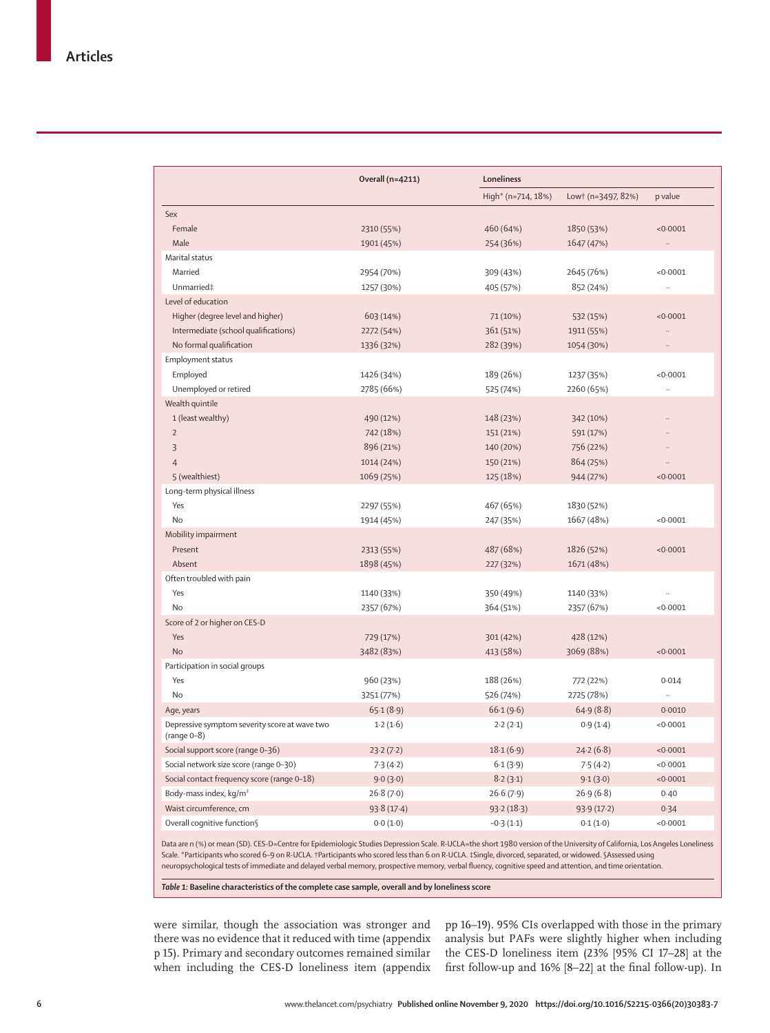| | Overall (n=4211) | Loneliness | | |
|---|---|---|---|---|
| | | High* (n=714, 18%) | Low† (n=3497, 82%) | p value |
| Sex | | | | |
| Female | 2310 (55%) | 460 (64%) | 1850 (53%) | <0·0001 |
| Male | 1901 (45%) | 254 (36%) | 1647 (47%) | .. |
| Marital status | | | | |
| Married | 2954 (70%) | 309 (43%) | 2645 (76%) | <0·0001 |
| Unmarried‡ | 1257 (30%) | 405 (57%) | 852 (24%) | .. |
| Level of education | | | | |
| Higher (degree level and higher) | 603 (14%) | 71 (10%) | 532 (15%) | <0·0001 |
| Intermediate (school qualifications) | 2272 (54%) | 361 (51%) | 1911 (55%) | .. |
| No formal qualification | 1336 (32%) | 282 (39%) | 1054 (30%) | .. |
| Employment status | | | | |
| Employed | 1426 (34%) | 189 (26%) | 1237 (35%) | <0·0001 |
| Unemployed or retired | 2785 (66%) | 525 (74%) | 2260 (65%) | .. |
| Wealth quintile | | | | |
| 1 (least wealthy) | 490 (12%) | 148 (23%) | 342 (10%) | .. |
| 2 | 742 (18%) | 151 (21%) | 591 (17%) | .. |
| 3 | 896 (21%) | 140 (20%) | 756 (22%) | .. |
| 4 | 1014 (24%) | 150 (21%) | 864 (25%) | .. |
| 5 (wealthiest) | 1069 (25%) | 125 (18%) | 944 (27%) | <0·0001 |
| Long-term physical illness | | | | |
| Yes | 2297 (55%) | 467 (65%) | 1830 (52%) | |
| No | 1914 (45%) | 247 (35%) | 1667 (48%) | <0·0001 |
| Mobility impairment | | | | |
| Present | 2313 (55%) | 487 (68%) | 1826 (52%) | <0·0001 |
| Absent | 1898 (45%) | 227 (32%) | 1671 (48%) | |
| Often troubled with pain | | | | |
| Yes | 1140 (33%) | 350 (49%) | 1140 (33%) | .. |
| No | 2357 (67%) | 364 (51%) | 2357 (67%) | <0·0001 |
| Score of 2 or higher on CES-D | | | | |
| Yes | 729 (17%) | 301 (42%) | 428 (12%) | |
| No | 3482 (83%) | 413 (58%) | 3069 (88%) | <0·0001 |
| Participation in social groups | | | | |
| Yes | 960 (23%) | 188 (26%) | 772 (22%) | 0·014 |
| No | 3251 (77%) | 526 (74%) | 2725 (78%) | .. |
| Age, years | 65·1 (8·9) | 66·1 (9·6) | 64·9 (8·8) | 0·0010 |
| Depressive symptom severity score at wave two (range 0–8) | 1·2 (1·6) | 2·2 (2·1) | 0·9 (1·4) | <0·0001 |
| Social support score (range 0–36) | 23·2 (7·2) | 18·1 (6·9) | 24·2 (6·8) | <0·0001 |
| Social network size score (range 0–30) | 7·3 (4·2) | 6·1 (3·9) | 7·5 (4·2) | <0·0001 |
| Social contact frequency score (range 0–18) | 9·0 (3·0) | 8·2 (3·1) | 9·1 (3·0) | <0·0001 |
| Body-mass index, kg/m² | 26·8 (7·0) | 26·6 (7·9) | 26·9 (6·8) | 0·40 |
| Waist circumference, cm | 93·8 (17·4) | 93·2 (18·3) | 93·9 (17·2) | 0·34 |
| Overall cognitive function§ | 0·0 (1·0) | –0·3 (1·1) | 0·1 (1·0) | <0·0001 |

Data are n (%) or mean (SD). CES-D=Centre for Epidemiologic Studies Depression Scale. R-UCLA=the short 1980 version of the University of California, Los Angeles Loneliness Scale. *Participants who scored 6–9 on R-UCLA. †Participants who scored less than 6 on R-UCLA. ‡Single, divorced, separated, or widowed. §Assessed using neuropsychological tests of immediate and delayed verbal memory, prospective memory, verbal fluency, cognitive speed and attention, and time orientation.

*Table 1:* **Baseline characteristics of the complete case sample, overall and by loneliness score**

were similar, though the association was stronger and there was no evidence that it reduced with time (appendix p 15). Primary and secondary outcomes remained similar when including the CES-D loneliness item (appendix pp 16–19). 95% CIs overlapped with those in the primary analysis but PAFs were slightly higher when including the CES-D loneliness item (23% [95% CI 17–28] at the first follow-up and 16% [8–22] at the final follow-up). In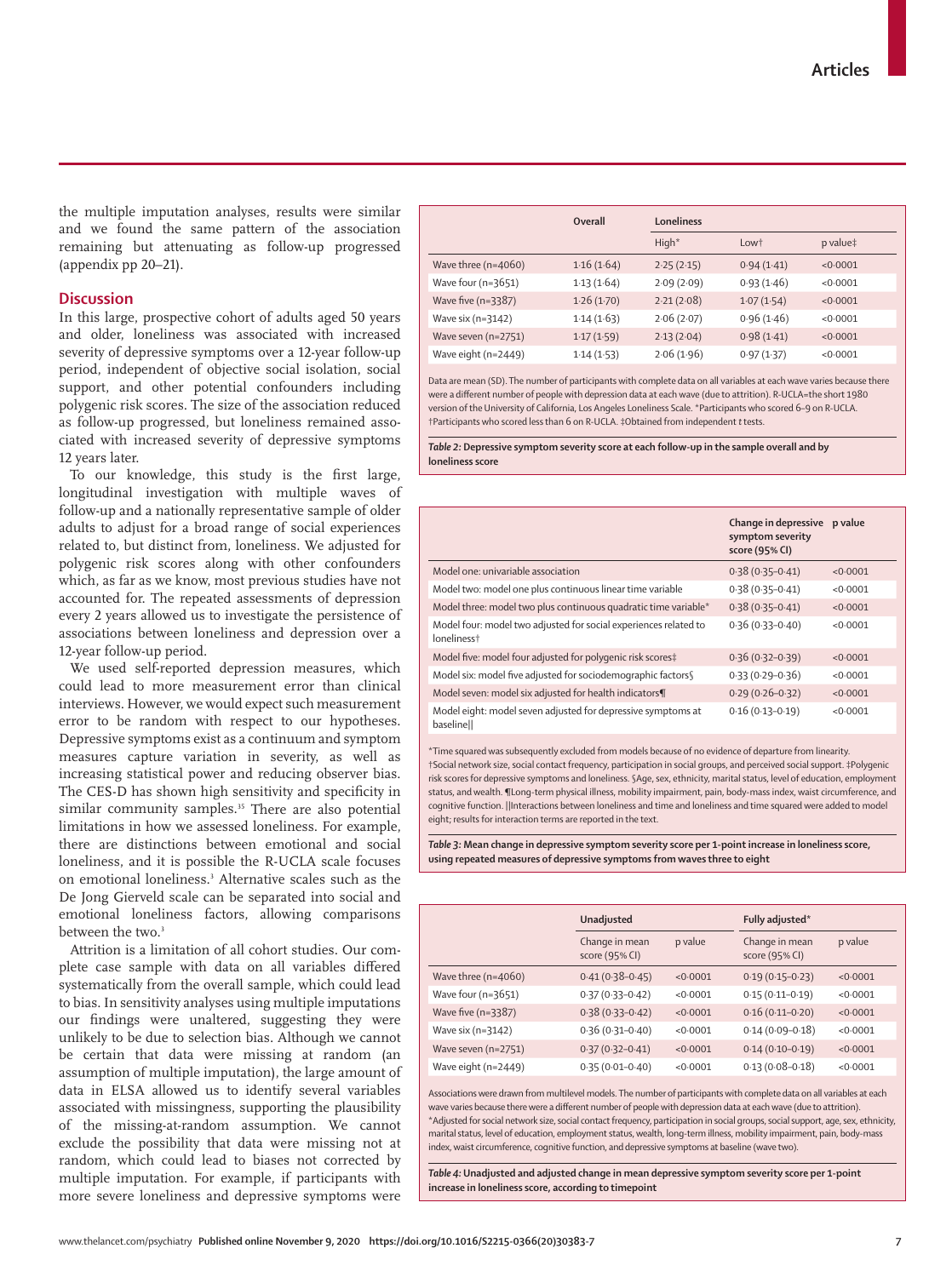the multiple imputation analyses, results were similar and we found the same pattern of the association remaining but attenuating as follow-up progressed (appendix pp 20–21).

## Discussion

In this large, prospective cohort of adults aged 50 years and older, loneliness was associated with increased severity of depressive symptoms over a 12-year follow-up period, independent of objective social isolation, social support, and other potential confounders including polygenic risk scores. The size of the association reduced as follow-up progressed, but loneliness remained associated with increased severity of depressive symptoms 12 years later.

To our knowledge, this study is the first large, longitudinal investigation with multiple waves of follow-up and a nationally representative sample of older adults to adjust for a broad range of social experiences related to, but distinct from, loneliness. We adjusted for polygenic risk scores along with other confounders which, as far as we know, most previous studies have not accounted for. The repeated assessments of depression every 2 years allowed us to investigate the persistence of associations between loneliness and depression over a 12-year follow-up period.

We used self-reported depression measures, which could lead to more measurement error than clinical interviews. However, we would expect such measurement error to be random with respect to our hypotheses. Depressive symptoms exist as a continuum and symptom measures capture variation in severity, as well as increasing statistical power and reducing observer bias. The CES-D has shown high sensitivity and specificity in similar community samples.[35] There are also potential limitations in how we assessed loneliness. For example, there are distinctions between emotional and social loneliness, and it is possible the R-UCLA scale focuses on emotional loneliness.[3] Alternative scales such as the De Jong Gierveld scale can be separated into social and emotional loneliness factors, allowing comparisons between the two.[3]

Attrition is a limitation of all cohort studies. Our complete case sample with data on all variables differed systematically from the overall sample, which could lead to bias. In sensitivity analyses using multiple imputations our findings were unaltered, suggesting they were unlikely to be due to selection bias. Although we cannot be certain that data were missing at random (an assumption of multiple imputation), the large amount of data in ELSA allowed us to identify several variables associated with missingness, supporting the plausibility of the missing-at-random assumption. We cannot exclude the possibility that data were missing not at random, which could lead to biases not corrected by multiple imputation. For example, if participants with more severe loneliness and depressive symptoms were

| | Overall | Loneliness | | |
|---|---|---|---|---|
| | | High* | Low† | p value‡ |
| Wave three (n=4060) | 1·16 (1·64) | 2·25 (2·15) | 0·94 (1·41) | <0·0001 |
| Wave four (n=3651) | 1·13 (1·64) | 2·09 (2·09) | 0·93 (1·46) | <0·0001 |
| Wave five (n=3387) | 1·26 (1·70) | 2·21 (2·08) | 1·07 (1·54) | <0·0001 |
| Wave six (n=3142) | 1·14 (1·63) | 2·06 (2·07) | 0·96 (1·46) | <0·0001 |
| Wave seven (n=2751) | 1·17 (1·59) | 2·13 (2·04) | 0·98 (1·41) | <0·0001 |
| Wave eight (n=2449) | 1·14 (1·53) | 2·06 (1·96) | 0·97 (1·37) | <0·0001 |

Data are mean (SD). The number of participants with complete data on all variables at each wave varies because there were a different number of people with depression data at each wave (due to attrition). R-UCLA=the short 1980 version of the University of California, Los Angeles Loneliness Scale. *Participants who scored 6–9 on R-UCLA. †Participants who scored less than 6 on R-UCLA. ‡Obtained from independent t tests.

*Table 2:* **Depressive symptom severity score at each follow-up in the sample overall and by loneliness score**

| | Change in depressive symptom severity score (95% CI) | p value |
|---|---|---|
| Model one: univariable association | 0·38 (0·35–0·41) | <0·0001 |
| Model two: model one plus continuous linear time variable | 0·38 (0·35–0·41) | <0·0001 |
| Model three: model two plus continuous quadratic time variable* | 0·38 (0·35–0·41) | <0·0001 |
| Model four: model two adjusted for social experiences related to loneliness† | 0·36 (0·33–0·40) | <0·0001 |
| Model five: model four adjusted for polygenic risk scores‡ | 0·36 (0·32–0·39) | <0·0001 |
| Model six: model five adjusted for sociodemographic factors§ | 0·33 (0·29–0·36) | <0·0001 |
| Model seven: model six adjusted for health indicators¶ | 0·29 (0·26–0·32) | <0·0001 |
| Model eight: model seven adjusted for depressive symptoms at baseline‖ | 0·16 (0·13–0·19) | <0·0001 |

*Time squared was subsequently excluded from models because of no evidence of departure from linearity. †Social network size, social contact frequency, participation in social groups, and perceived social support. ‡Polygenic risk scores for depressive symptoms and loneliness. §Age, sex, ethnicity, marital status, level of education, employment status, and wealth. ¶Long-term physical illness, mobility impairment, pain, body-mass index, waist circumference, and cognitive function. ‖Interactions between loneliness and time and loneliness and time squared were added to model eight; results for interaction terms are reported in the text.

*Table 3:* **Mean change in depressive symptom severity score per 1-point increase in loneliness score, using repeated measures of depressive symptoms from waves three to eight**

| | Unadjusted | | Fully adjusted* | |
|---|---|---|---|---|
| | Change in mean score (95% CI) | p value | Change in mean score (95% CI) | p value |
| Wave three (n=4060) | 0·41 (0·38–0·45) | <0·0001 | 0·19 (0·15–0·23) | <0·0001 |
| Wave four (n=3651) | 0·37 (0·33–0·42) | <0·0001 | 0·15 (0·11–0·19) | <0·0001 |
| Wave five (n=3387) | 0·38 (0·33–0·42) | <0·0001 | 0·16 (0·11–0·20) | <0·0001 |
| Wave six (n=3142) | 0·36 (0·31–0·40) | <0·0001 | 0·14 (0·09–0·18) | <0·0001 |
| Wave seven (n=2751) | 0·37 (0·32–0·41) | <0·0001 | 0·14 (0·10–0·19) | <0·0001 |
| Wave eight (n=2449) | 0·35 (0·01–0·40) | <0·0001 | 0·13 (0·08–0·18) | <0·0001 |

Associations were drawn from multilevel models. The number of participants with complete data on all variables at each wave varies because there were a different number of people with depression data at each wave (due to attrition). *Adjusted for social network size, social contact frequency, participation in social groups, social support, age, sex, ethnicity, marital status, level of education, employment status, wealth, long-term illness, mobility impairment, pain, body-mass index, waist circumference, cognitive function, and depressive symptoms at baseline (wave two).

*Table 4:* **Unadjusted and adjusted change in mean depressive symptom severity score per 1-point increase in loneliness score, according to timepoint**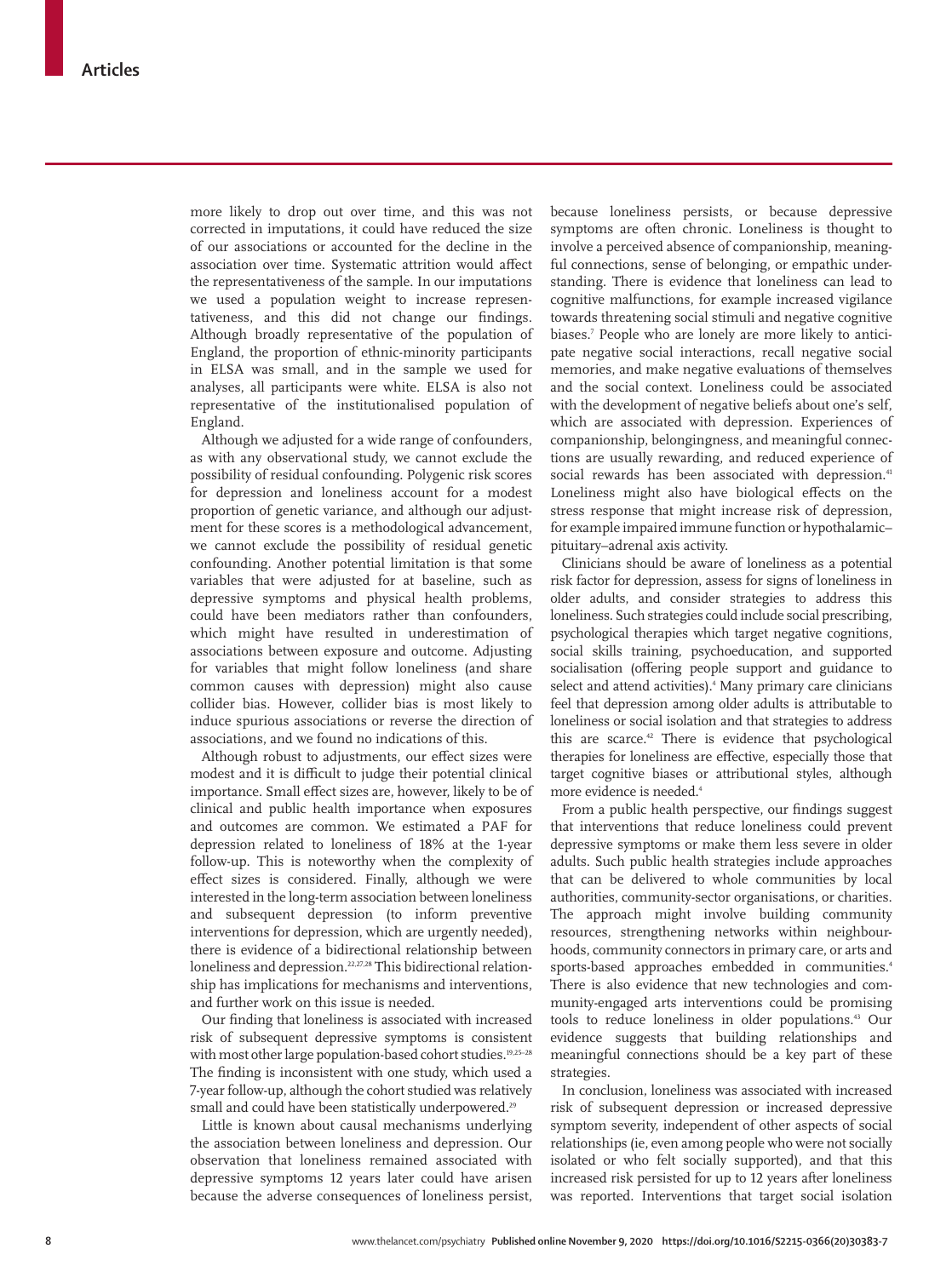more likely to drop out over time, and this was not corrected in imputations, it could have reduced the size of our associations or accounted for the decline in the association over time. Systematic attrition would affect the representativeness of the sample. In our imputations we used a population weight to increase representativeness, and this did not change our findings. Although broadly representative of the population of England, the proportion of ethnic-minority participants in ELSA was small, and in the sample we used for analyses, all participants were white. ELSA is also not representative of the institutionalised population of England.

Although we adjusted for a wide range of confounders, as with any observational study, we cannot exclude the possibility of residual confounding. Polygenic risk scores for depression and loneliness account for a modest proportion of genetic variance, and although our adjustment for these scores is a methodological advancement, we cannot exclude the possibility of residual genetic confounding. Another potential limitation is that some variables that were adjusted for at baseline, such as depressive symptoms and physical health problems, could have been mediators rather than confounders, which might have resulted in underestimation of associations between exposure and outcome. Adjusting for variables that might follow loneliness (and share common causes with depression) might also cause collider bias. However, collider bias is most likely to induce spurious associations or reverse the direction of associations, and we found no indications of this.

Although robust to adjustments, our effect sizes were modest and it is difficult to judge their potential clinical importance. Small effect sizes are, however, likely to be of clinical and public health importance when exposures and outcomes are common. We estimated a PAF for depression related to loneliness of 18% at the 1-year follow-up. This is noteworthy when the complexity of effect sizes is considered. Finally, although we were interested in the long-term association between loneliness and subsequent depression (to inform preventive interventions for depression, which are urgently needed), there is evidence of a bidirectional relationship between loneliness and depression.[22,27,28] This bidirectional relationship has implications for mechanisms and interventions, and further work on this issue is needed.

Our finding that loneliness is associated with increased risk of subsequent depressive symptoms is consistent with most other large population-based cohort studies.[19,25–28] The finding is inconsistent with one study, which used a 7-year follow-up, although the cohort studied was relatively small and could have been statistically underpowered.[29]

Little is known about causal mechanisms underlying the association between loneliness and depression. Our observation that loneliness remained associated with depressive symptoms 12 years later could have arisen because the adverse consequences of loneliness persist, because loneliness persists, or because depressive symptoms are often chronic. Loneliness is thought to involve a perceived absence of companionship, meaningful connections, sense of belonging, or empathic understanding. There is evidence that loneliness can lead to cognitive malfunctions, for example increased vigilance towards threatening social stimuli and negative cognitive biases.[7] People who are lonely are more likely to anticipate negative social interactions, recall negative social memories, and make negative evaluations of themselves and the social context. Loneliness could be associated with the development of negative beliefs about one's self, which are associated with depression. Experiences of companionship, belongingness, and meaningful connections are usually rewarding, and reduced experience of social rewards has been associated with depression.[41] Loneliness might also have biological effects on the stress response that might increase risk of depression, for example impaired immune function or hypothalamic–pituitary–adrenal axis activity.

Clinicians should be aware of loneliness as a potential risk factor for depression, assess for signs of loneliness in older adults, and consider strategies to address this loneliness. Such strategies could include social prescribing, psychological therapies which target negative cognitions, social skills training, psychoeducation, and supported socialisation (offering people support and guidance to select and attend activities).[4] Many primary care clinicians feel that depression among older adults is attributable to loneliness or social isolation and that strategies to address this are scarce.[42] There is evidence that psychological therapies for loneliness are effective, especially those that target cognitive biases or attributional styles, although more evidence is needed.[4]

From a public health perspective, our findings suggest that interventions that reduce loneliness could prevent depressive symptoms or make them less severe in older adults. Such public health strategies include approaches that can be delivered to whole communities by local authorities, community-sector organisations, or charities. The approach might involve building community resources, strengthening networks within neighbourhoods, community connectors in primary care, or arts and sports-based approaches embedded in communities.[4] There is also evidence that new technologies and community-engaged arts interventions could be promising tools to reduce loneliness in older populations.[43] Our evidence suggests that building relationships and meaningful connections should be a key part of these strategies.

In conclusion, loneliness was associated with increased risk of subsequent depression or increased depressive symptom severity, independent of other aspects of social relationships (ie, even among people who were not socially isolated or who felt socially supported), and that this increased risk persisted for up to 12 years after loneliness was reported. Interventions that target social isolation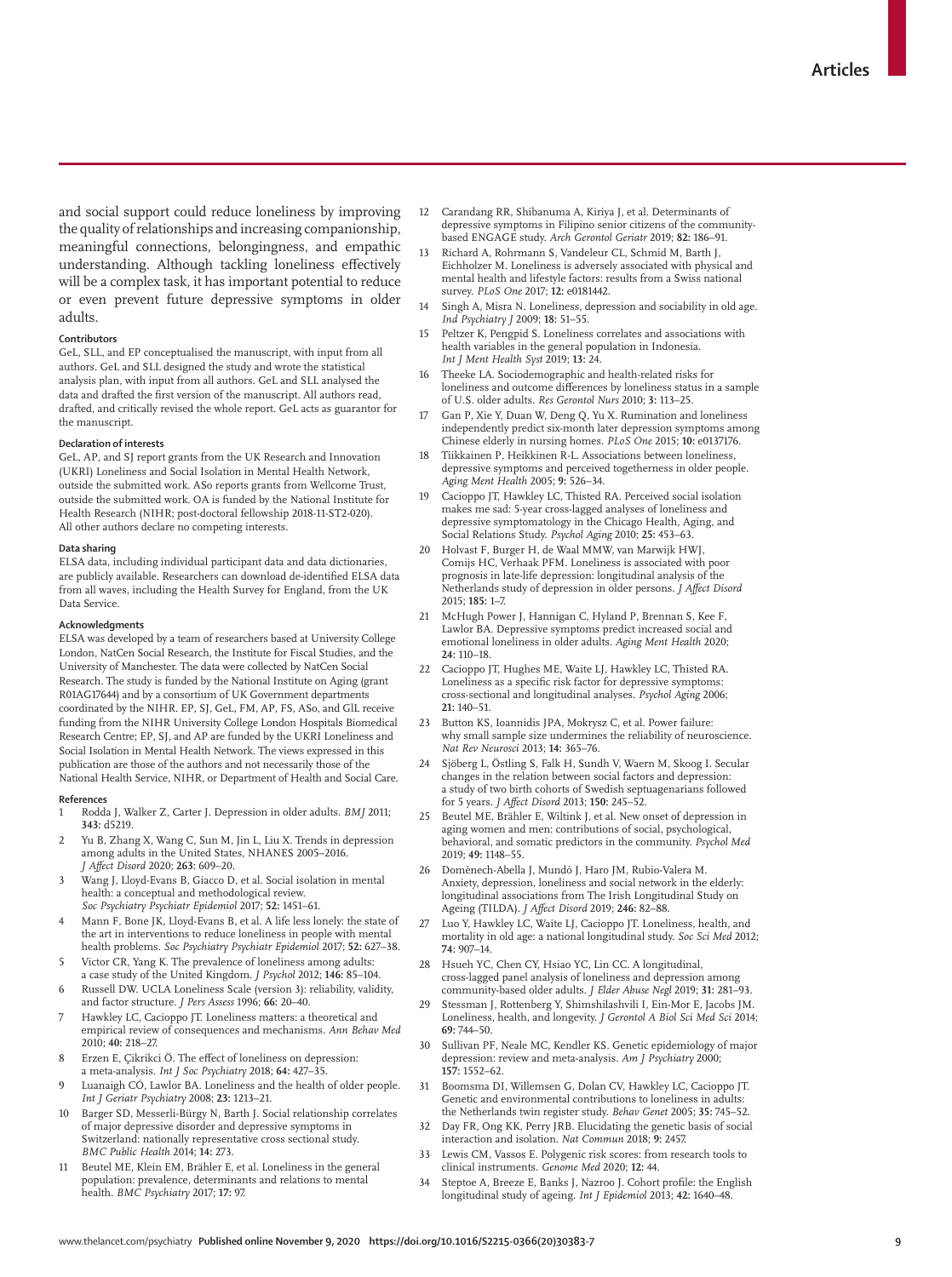and social support could reduce loneliness by improving the quality of relationships and increasing companionship, meaningful connections, belongingness, and empathic understanding. Although tackling loneliness effectively will be a complex task, it has important potential to reduce or even prevent future depressive symptoms in older adults.

#### Contributors

GeL, SLL, and EP conceptualised the manuscript, with input from all authors. GeL and SLL designed the study and wrote the statistical analysis plan, with input from all authors. GeL and SLL analysed the data and drafted the first version of the manuscript. All authors read, drafted, and critically revised the whole report. GeL acts as guarantor for the manuscript.

#### Declaration of interests

GeL, AP, and SJ report grants from the UK Research and Innovation (UKRI) Loneliness and Social Isolation in Mental Health Network, outside the submitted work. ASo reports grants from Wellcome Trust, outside the submitted work. OA is funded by the National Institute for Health Research (NIHR; post-doctoral fellowship 2018-11-ST2-020). All other authors declare no competing interests.

#### Data sharing

ELSA data, including individual participant data and data dictionaries, are publicly available. Researchers can download de-identified ELSA data from all waves, including the Health Survey for England, from the UK Data Service.

#### Acknowledgments

ELSA was developed by a team of researchers based at University College London, NatCen Social Research, the Institute for Fiscal Studies, and the University of Manchester. The data were collected by NatCen Social Research. The study is funded by the National Institute on Aging (grant R01AG17644) and by a consortium of UK Government departments coordinated by the NIHR. EP, SJ, GeL, FM, AP, FS, ASo, and GlL receive funding from the NIHR University College London Hospitals Biomedical Research Centre; EP, SJ, and AP are funded by the UKRI Loneliness and Social Isolation in Mental Health Network. The views expressed in this publication are those of the authors and not necessarily those of the National Health Service, NIHR, or Department of Health and Social Care.

#### References

1. Rodda J, Walker Z, Carter J. Depression in older adults. *BMJ* 2011; **343:** d5219.
2. Yu B, Zhang X, Wang C, Sun M, Jin L, Liu X. Trends in depression among adults in the United States, NHANES 2005–2016. *J Affect Disord* 2020; **263:** 609–20.
3. Wang J, Lloyd-Evans B, Giacco D, et al. Social isolation in mental health: a conceptual and methodological review. *Soc Psychiatry Psychiatr Epidemiol* 2017; **52:** 1451–61.
4. Mann F, Bone JK, Lloyd-Evans B, et al. A life less lonely: the state of the art in interventions to reduce loneliness in people with mental health problems. *Soc Psychiatry Psychiatr Epidemiol* 2017; **52:** 627–38.
5. Victor CR, Yang K. The prevalence of loneliness among adults: a case study of the United Kingdom. *J Psychol* 2012; **146:** 85–104.
6. Russell DW. UCLA Loneliness Scale (version 3): reliability, validity, and factor structure. *J Pers Assess* 1996; **66:** 20–40.
7. Hawkley LC, Cacioppo JT. Loneliness matters: a theoretical and empirical review of consequences and mechanisms. *Ann Behav Med* 2010; **40:** 218–27.
8. Erzen E, Çikrikci Ö. The effect of loneliness on depression: a meta-analysis. *Int J Soc Psychiatry* 2018; **64:** 427–35.
9. Luanaigh CÓ, Lawlor BA. Loneliness and the health of older people. *Int J Geriatr Psychiatry* 2008; **23:** 1213–21.
10. Barger SD, Messerli-Bürgy N, Barth J. Social relationship correlates of major depressive disorder and depressive symptoms in Switzerland: nationally representative cross sectional study. *BMC Public Health* 2014; **14:** 273.
11. Beutel ME, Klein EM, Brähler E, et al. Loneliness in the general population: prevalence, determinants and relations to mental health. *BMC Psychiatry* 2017; **17:** 97.
12. Carandang RR, Shibanuma A, Kiriya J, et al. Determinants of depressive symptoms in Filipino senior citizens of the community-based ENGAGE study. *Arch Gerontol Geriatr* 2019; **82:** 186–91.
13. Richard A, Rohrmann S, Vandeleur CL, Schmid M, Barth J, Eichholzer M. Loneliness is adversely associated with physical and mental health and lifestyle factors: results from a Swiss national survey. *PLoS One* 2017; **12:** e0181442.
14. Singh A, Misra N. Loneliness, depression and sociability in old age. *Ind Psychiatry J* 2009; **18:** 51–55.
15. Peltzer K, Pengpid S. Loneliness correlates and associations with health variables in the general population in Indonesia. *Int J Ment Health Syst* 2019; **13:** 24.
16. Theeke LA. Sociodemographic and health-related risks for loneliness and outcome differences by loneliness status in a sample of U.S. older adults. *Res Gerontol Nurs* 2010; **3:** 113–25.
17. Gan P, Xie Y, Duan W, Deng Q, Yu X. Rumination and loneliness independently predict six-month later depression symptoms among Chinese elderly in nursing homes. *PLoS One* 2015; **10:** e0137176.
18. Tiikkainen P, Heikkinen R-L. Associations between loneliness, depressive symptoms and perceived togetherness in older people. *Aging Ment Health* 2005; **9:** 526–34.
19. Cacioppo JT, Hawkley LC, Thisted RA. Perceived social isolation makes me sad: 5-year cross-lagged analyses of loneliness and depressive symptomatology in the Chicago Health, Aging, and Social Relations Study. *Psychol Aging* 2010; **25:** 453–63.
20. Holvast F, Burger H, de Waal MMW, van Marwijk HWJ, Comijs HC, Verhaak PFM. Loneliness is associated with poor prognosis in late-life depression: longitudinal analysis of the Netherlands study of depression in older persons. *J Affect Disord* 2015; **185:** 1–7.
21. McHugh Power J, Hannigan C, Hyland P, Brennan S, Kee F, Lawlor BA. Depressive symptoms predict increased social and emotional loneliness in older adults. *Aging Ment Health* 2020; **24:** 110–18.
22. Cacioppo JT, Hughes ME, Waite LJ, Hawkley LC, Thisted RA. Loneliness as a specific risk factor for depressive symptoms: cross-sectional and longitudinal analyses. *Psychol Aging* 2006; **21:** 140–51.
23. Button KS, Ioannidis JPA, Mokrysz C, et al. Power failure: why small sample size undermines the reliability of neuroscience. *Nat Rev Neurosci* 2013; **14:** 365–76.
24. Sjöberg L, Östling S, Falk H, Sundh V, Waern M, Skoog I. Secular changes in the relation between social factors and depression: a study of two birth cohorts of Swedish septuagenarians followed for 5 years. *J Affect Disord* 2013; **150:** 245–52.
25. Beutel ME, Brähler E, Wiltink J, et al. New onset of depression in aging women and men: contributions of social, psychological, behavioral, and somatic predictors in the community. *Psychol Med* 2019; **49:** 1148–55.
26. Domènech-Abella J, Mundó J, Haro JM, Rubio-Valera M. Anxiety, depression, loneliness and social network in the elderly: longitudinal associations from The Irish Longitudinal Study on Ageing (TILDA). *J Affect Disord* 2019; **246:** 82–88.
27. Luo Y, Hawkley LC, Waite LJ, Cacioppo JT. Loneliness, health, and mortality in old age: a national longitudinal study. *Soc Sci Med* 2012; **74:** 907–14.
28. Hsueh YC, Chen CY, Hsiao YC, Lin CC. A longitudinal, cross-lagged panel analysis of loneliness and depression among community-based older adults. *J Elder Abuse Negl* 2019; **31:** 281–93.
29. Stessman J, Rottenberg Y, Shimshilashvili I, Ein-Mor E, Jacobs JM. Loneliness, health, and longevity. *J Gerontol A Biol Sci Med Sci* 2014; **69:** 744–50.
30. Sullivan PF, Neale MC, Kendler KS. Genetic epidemiology of major depression: review and meta-analysis. *Am J Psychiatry* 2000; **157:** 1552–62.
31. Boomsma DI, Willemsen G, Dolan CV, Hawkley LC, Cacioppo JT. Genetic and environmental contributions to loneliness in adults: the Netherlands twin register study. *Behav Genet* 2005; **35:** 745–52.
32. Day FR, Ong KK, Perry JRB. Elucidating the genetic basis of social interaction and isolation. *Nat Commun* 2018; **9:** 2457.
33. Lewis CM, Vassos E. Polygenic risk scores: from research tools to clinical instruments. *Genome Med* 2020; **12:** 44.
34. Steptoe A, Breeze E, Banks J, Nazroo J. Cohort profile: the English longitudinal study of ageing. *Int J Epidemiol* 2013; **42:** 1640–48.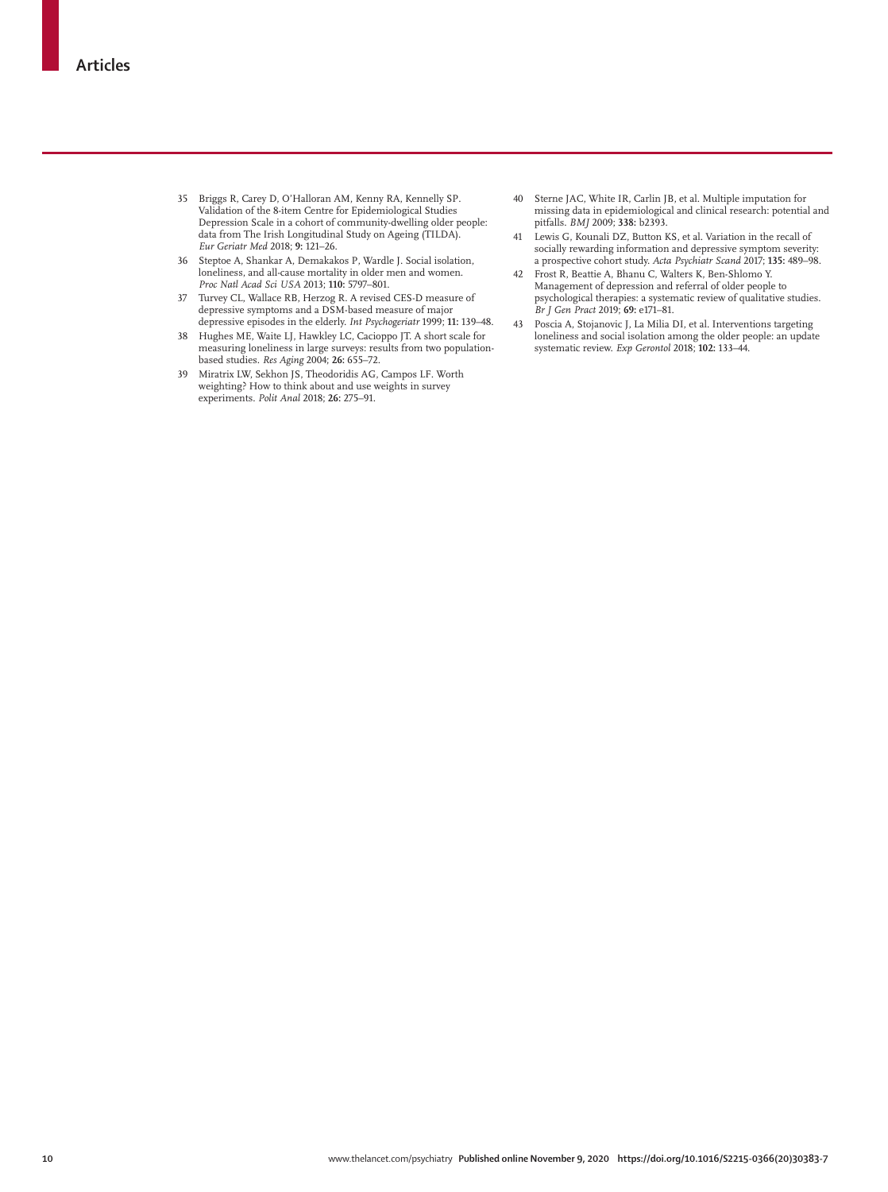35 Briggs R, Carey D, O'Halloran AM, Kenny RA, Kennelly SP. Validation of the 8-item Centre for Epidemiological Studies Depression Scale in a cohort of community-dwelling older people: data from The Irish Longitudinal Study on Ageing (TILDA). *Eur Geriatr Med* 2018; **9:** 121–26.

36 Steptoe A, Shankar A, Demakakos P, Wardle J. Social isolation, loneliness, and all-cause mortality in older men and women. *Proc Natl Acad Sci USA* 2013; **110:** 5797–801.

37 Turvey CL, Wallace RB, Herzog R. A revised CES-D measure of depressive symptoms and a DSM-based measure of major depressive episodes in the elderly. *Int Psychogeriatr* 1999; **11:** 139–48.

38 Hughes ME, Waite LJ, Hawkley LC, Cacioppo JT. A short scale for measuring loneliness in large surveys: results from two population-based studies. *Res Aging* 2004; **26:** 655–72.

39 Miratrix LW, Sekhon JS, Theodoridis AG, Campos LF. Worth weighting? How to think about and use weights in survey experiments. *Polit Anal* 2018; **26:** 275–91.

40 Sterne JAC, White IR, Carlin JB, et al. Multiple imputation for missing data in epidemiological and clinical research: potential and pitfalls. *BMJ* 2009; **338:** b2393.

41 Lewis G, Kounali DZ, Button KS, et al. Variation in the recall of socially rewarding information and depressive symptom severity: a prospective cohort study. *Acta Psychiatr Scand* 2017; **135:** 489–98.

42 Frost R, Beattie A, Bhanu C, Walters K, Ben-Shlomo Y. Management of depression and referral of older people to psychological therapies: a systematic review of qualitative studies. *Br J Gen Pract* 2019; **69:** e171–81.

43 Poscia A, Stojanovic J, La Milia DI, et al. Interventions targeting loneliness and social isolation among the older people: an update systematic review. *Exp Gerontol* 2018; **102:** 133–44.